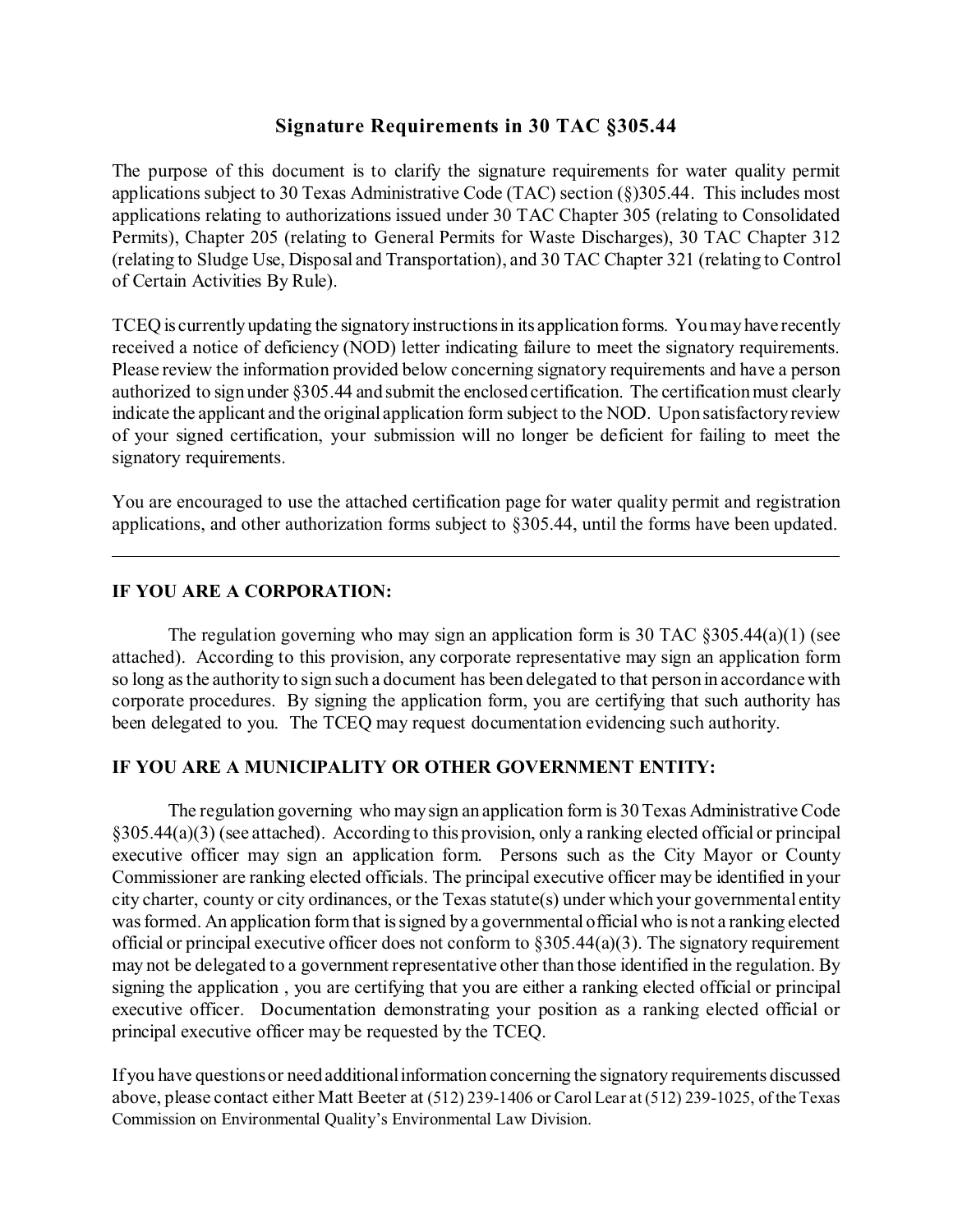# Signature Requirements in 30 TAC §305.44

The purpose of this document is to clarify the signature requirements for water quality permit applications subject to 30 Texas Administrative Code (TAC) section (§)305.44. This includes most applications relating to authorizations issued under 30 TAC Chapter 305 (relating to Consolidated Permits), Chapter 205 (relating to General Permits for Waste Discharges), 30 TAC Chapter 312 (relating to Sludge Use, Disposal and Transportation), and 30 TAC Chapter 321 (relating to Control of Certain Activities By Rule).

TCEQ is currently updating the signatory instructions in its application forms. You may have recently received a notice of deficiency (NOD) letter indicating failure to meet the signatory requirements. Please review the information provided below concerning signatory requirements and have a person authorized to sign under §305.44 and submit the enclosed certification. The certification must clearly indicate the applicant and the original application form subject to the NOD. Upon satisfactory review of your signed certification, your submission will no longer be deficient for failing to meet the signatory requirements.

You are encouraged to use the attached certification page for water quality permit and registration applications, and other authorization forms subject to §305.44, until the forms have been updated.

---

## IF YOU ARE A CORPORATION:

The regulation governing who may sign an application form is 30 TAC §305.44(a)(1) (see attached). According to this provision, any corporate representative may sign an application form so long as the authority to sign such a document has been delegated to that person in accordance with corporate procedures. By signing the application form, you are certifying that such authority has been delegated to you. The TCEQ may request documentation evidencing such authority.

## IF YOU ARE A MUNICIPALITY OR OTHER GOVERNMENT ENTITY:

The regulation governing who may sign an application form is 30 Texas Administrative Code §305.44(a)(3) (see attached). According to this provision, only a ranking elected official or principal executive officer may sign an application form. Persons such as the City Mayor or County Commissioner are ranking elected officials. The principal executive officer may be identified in your city charter, county or city ordinances, or the Texas statute(s) under which your governmental entity was formed. An application form that is signed by a governmental official who is not a ranking elected official or principal executive officer does not conform to §305.44(a)(3). The signatory requirement may not be delegated to a government representative other than those identified in the regulation. By signing the application , you are certifying that you are either a ranking elected official or principal executive officer. Documentation demonstrating your position as a ranking elected official or principal executive officer may be requested by the TCEQ.

If you have questions or need additional information concerning the signatory requirements discussed above, please contact either Matt Beeter at (512) 239-1406 or Carol Lear at (512) 239-1025, of the Texas Commission on Environmental Quality's Environmental Law Division.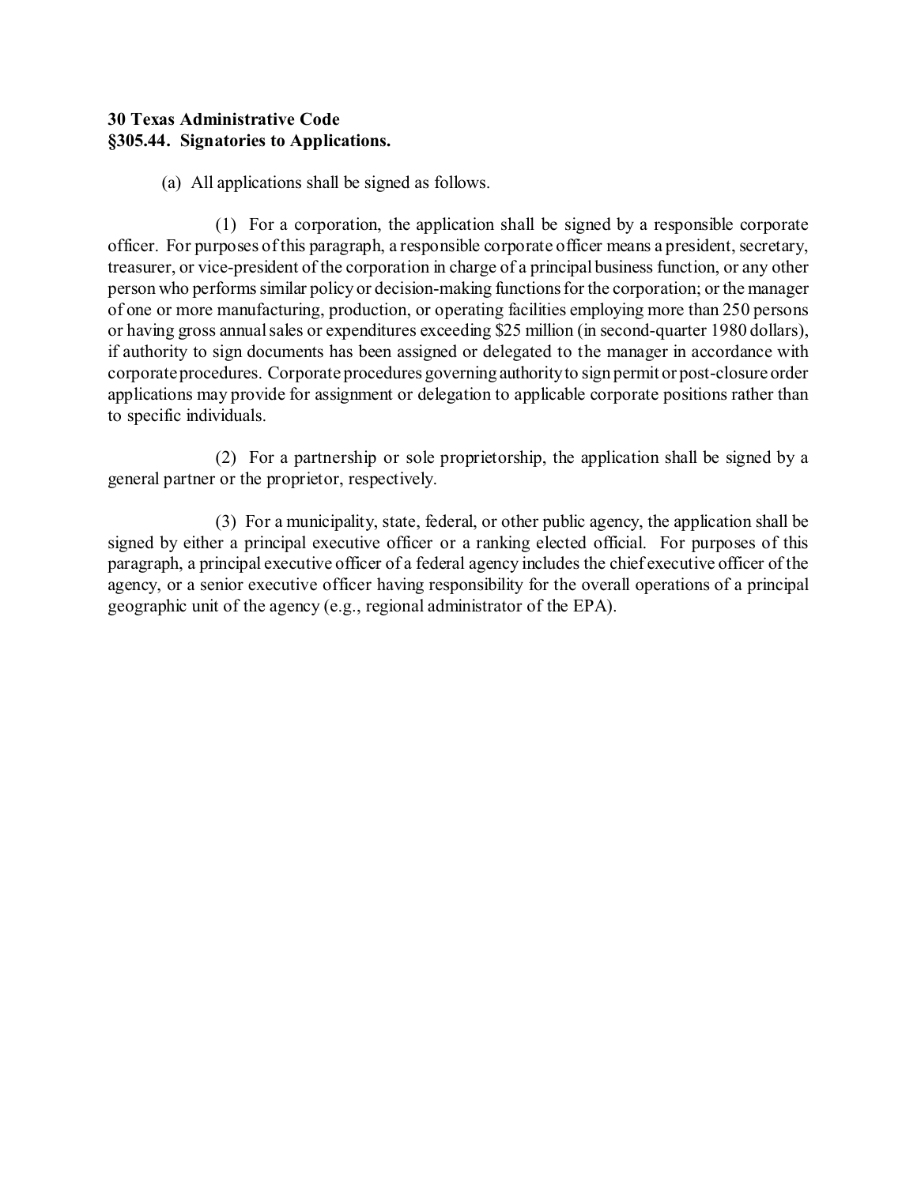**30 Texas Administrative Code**
**§305.44. Signatories to Applications.**

(a) All applications shall be signed as follows.

(1) For a corporation, the application shall be signed by a responsible corporate officer. For purposes of this paragraph, a responsible corporate officer means a president, secretary, treasurer, or vice-president of the corporation in charge of a principal business function, or any other person who performs similar policy or decision-making functions for the corporation; or the manager of one or more manufacturing, production, or operating facilities employing more than 250 persons or having gross annual sales or expenditures exceeding $25 million (in second-quarter 1980 dollars), if authority to sign documents has been assigned or delegated to the manager in accordance with corporate procedures. Corporate procedures governing authority to sign permit or post-closure order applications may provide for assignment or delegation to applicable corporate positions rather than to specific individuals.

(2) For a partnership or sole proprietorship, the application shall be signed by a general partner or the proprietor, respectively.

(3) For a municipality, state, federal, or other public agency, the application shall be signed by either a principal executive officer or a ranking elected official. For purposes of this paragraph, a principal executive officer of a federal agency includes the chief executive officer of the agency, or a senior executive officer having responsibility for the overall operations of a principal geographic unit of the agency (e.g., regional administrator of the EPA).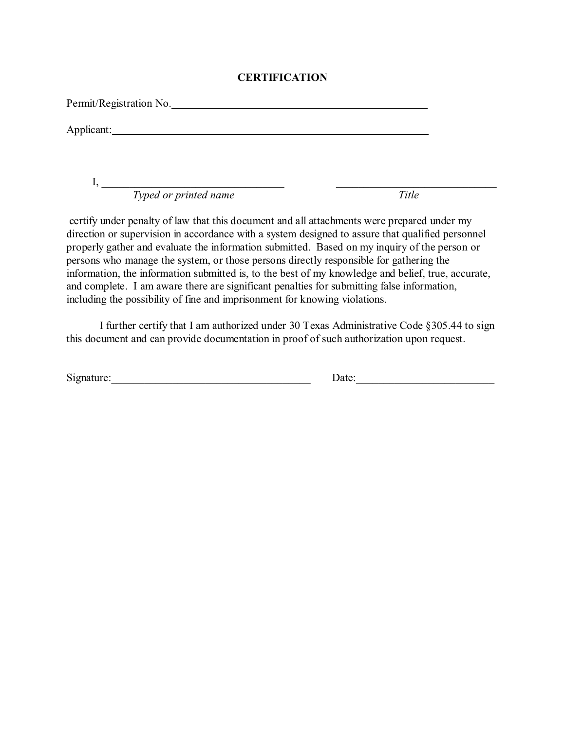**CERTIFICATION**

Permit/Registration No.\_\_\_\_\_\_\_\_\_\_\_\_\_\_\_\_\_\_\_\_\_\_\_\_\_\_\_\_\_\_\_\_\_\_\_\_\_\_\_\_\_\_\_\_\_\_\_\_

Applicant:\_\_\_\_\_\_\_\_\_\_\_\_\_\_\_\_\_\_\_\_\_\_\_\_\_\_\_\_\_\_\_\_\_\_\_\_\_\_\_\_\_\_\_\_\_\_\_\_\_\_\_\_\_\_\_\_\_\_\_\_

I, \_\_\_\_\_\_\_\_\_\_\_\_\_\_\_\_\_\_\_\_\_\_\_\_\_\_\_\_\_\_\_\_\_\_\_\_ \_\_\_\_\_\_\_\_\_\_\_\_\_\_\_\_\_\_\_\_\_\_\_\_\_\_\_\_\_\_\_\_

*Typed or printed name* *Title*

certify under penalty of law that this document and all attachments were prepared under my direction or supervision in accordance with a system designed to assure that qualified personnel properly gather and evaluate the information submitted. Based on my inquiry of the person or persons who manage the system, or those persons directly responsible for gathering the information, the information submitted is, to the best of my knowledge and belief, true, accurate, and complete. I am aware there are significant penalties for submitting false information, including the possibility of fine and imprisonment for knowing violations.

I further certify that I am authorized under 30 Texas Administrative Code §305.44 to sign this document and can provide documentation in proof of such authorization upon request.

Signature:\_\_\_\_\_\_\_\_\_\_\_\_\_\_\_\_\_\_\_\_\_\_\_\_\_\_\_\_\_\_\_\_\_\_\_\_\_\_\_\_ Date:\_\_\_\_\_\_\_\_\_\_\_\_\_\_\_\_\_\_\_\_\_\_\_\_\_\_\_